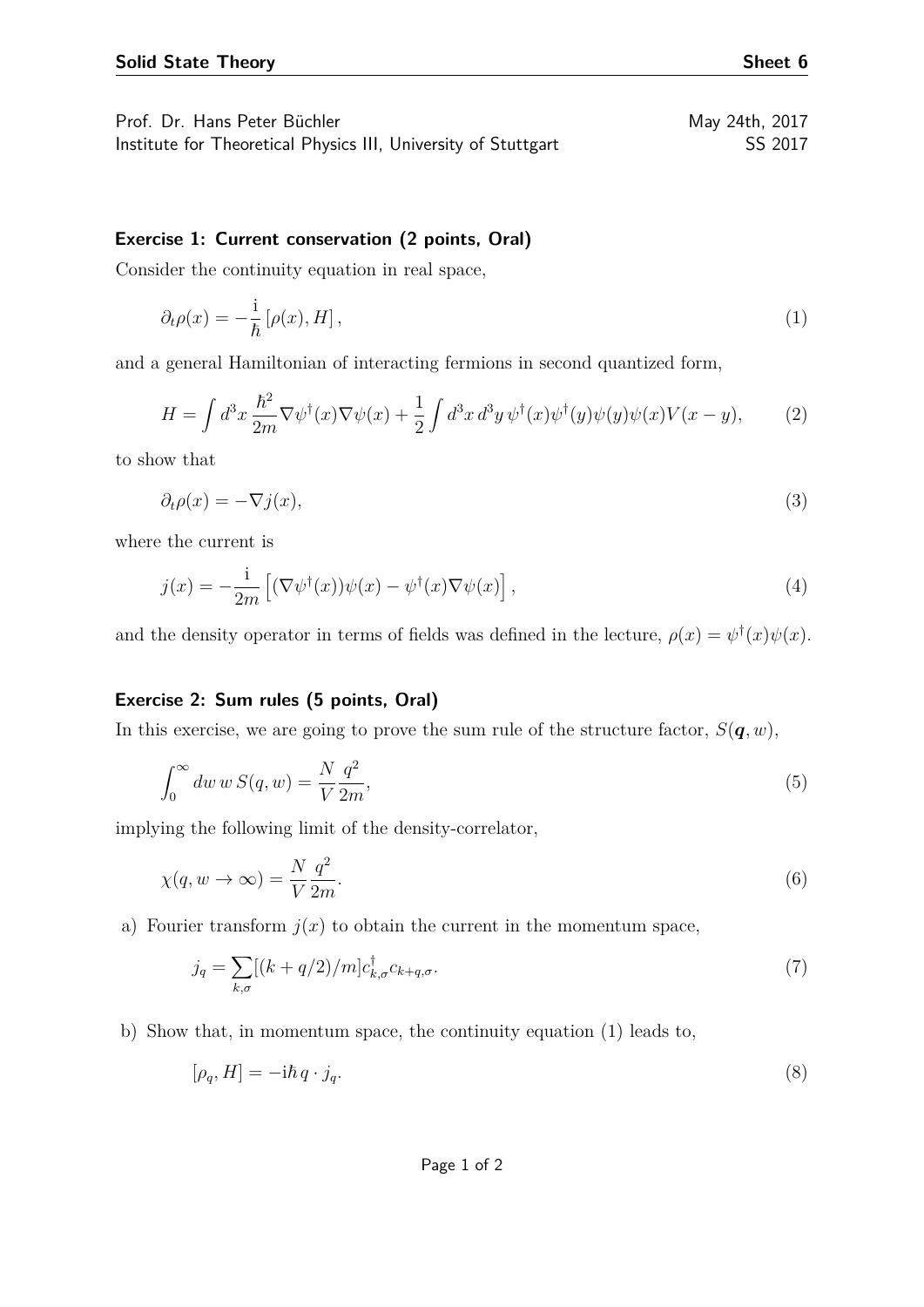**Solid State Theory** **Sheet 6**

Prof. Dr. Hans Peter Büchler — May 24th, 2017
Institute for Theoretical Physics III, University of Stuttgart — SS 2017

### Exercise 1: Current conservation (2 points, Oral)

Consider the continuity equation in real space,

$$\partial_t \rho(x) = -\frac{\mathrm{i}}{\hbar} \left[ \rho(x), H \right], \tag{1}$$

and a general Hamiltonian of interacting fermions in second quantized form,

$$H = \int d^3x \, \frac{\hbar^2}{2m} \nabla \psi^\dagger(x) \nabla \psi(x) + \frac{1}{2} \int d^3x \, d^3y \, \psi^\dagger(x) \psi^\dagger(y) \psi(y) \psi(x) V(x-y), \tag{2}$$

to show that

$$\partial_t \rho(x) = -\nabla j(x), \tag{3}$$

where the current is

$$j(x) = -\frac{\mathrm{i}}{2m} \left[ (\nabla \psi^\dagger(x)) \psi(x) - \psi^\dagger(x) \nabla \psi(x) \right], \tag{4}$$

and the density operator in terms of fields was defined in the lecture, $\rho(x) = \psi^\dagger(x)\psi(x)$.

### Exercise 2: Sum rules (5 points, Oral)

In this exercise, we are going to prove the sum rule of the structure factor, $S(\boldsymbol{q}, w)$,

$$\int_0^\infty dw \, w \, S(q, w) = \frac{N}{V} \frac{q^2}{2m}, \tag{5}$$

implying the following limit of the density-correlator,

$$\chi(q, w \to \infty) = \frac{N}{V} \frac{q^2}{2m}. \tag{6}$$

a) Fourier transform $j(x)$ to obtain the current in the momentum space,

$$j_q = \sum_{k,\sigma} [(k + q/2)/m] c^\dagger_{k,\sigma} c_{k+q,\sigma}. \tag{7}$$

b) Show that, in momentum space, the continuity equation (1) leads to,

$$[\rho_q, H] = -\mathrm{i}\hbar \, q \cdot j_q. \tag{8}$$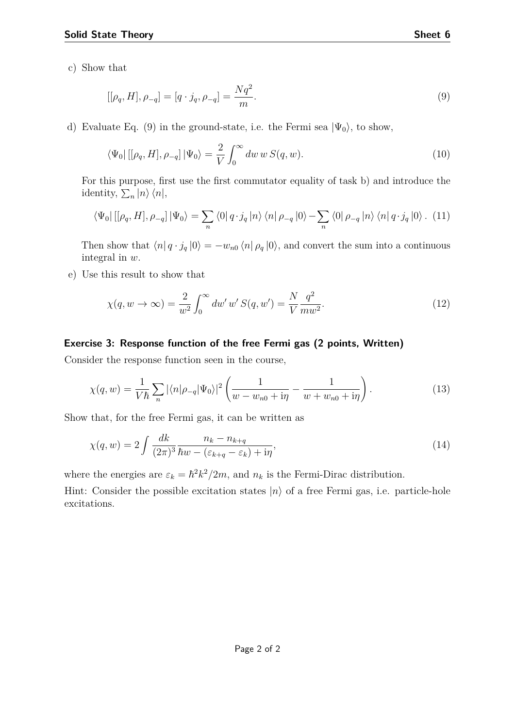c) Show that

$$[[\rho_q, H], \rho_{-q}] = [q \cdot j_q, \rho_{-q}] = \frac{Nq^2}{m}. \tag{9}$$

d) Evaluate Eq. (9) in the ground-state, i.e. the Fermi sea $|\Psi_0\rangle$, to show,

$$\langle \Psi_0 | \, [[\rho_q, H], \rho_{-q}] \, |\Psi_0\rangle = \frac{2}{V} \int_0^\infty dw \, w \, S(q, w). \tag{10}$$

For this purpose, first use the first commutator equality of task b) and introduce the identity, $\sum_n |n\rangle \langle n|$,

$$\langle \Psi_0 | \, [[\rho_q, H], \rho_{-q}] \, |\Psi_0\rangle = \sum_n \langle 0 | \, q \cdot j_q \, |n\rangle \langle n| \, \rho_{-q} \, |0\rangle - \sum_n \langle 0 | \, \rho_{-q} \, |n\rangle \langle n| \, q \cdot j_q \, |0\rangle \, . \tag{11}$$

Then show that $\langle n | \, q \cdot j_q \, |0\rangle = -w_{n0} \langle n | \, \rho_q \, |0\rangle$, and convert the sum into a continuous integral in $w$.

e) Use this result to show that

$$\chi(q, w \to \infty) = \frac{2}{w^2} \int_0^\infty dw' \, w' \, S(q, w') = \frac{N}{V} \frac{q^2}{mw^2}. \tag{12}$$

### Exercise 3: Response function of the free Fermi gas (2 points, Written)

Consider the response function seen in the course,

$$\chi(q, w) = \frac{1}{V\hbar} \sum_n |\langle n | \rho_{-q} | \Psi_0 \rangle|^2 \left( \frac{1}{w - w_{n0} + \mathrm{i}\eta} - \frac{1}{w + w_{n0} + \mathrm{i}\eta} \right). \tag{13}$$

Show that, for the free Fermi gas, it can be written as

$$\chi(q, w) = 2 \int \frac{dk}{(2\pi)^3} \frac{n_k - n_{k+q}}{\hbar w - (\varepsilon_{k+q} - \varepsilon_k) + \mathrm{i}\eta}, \tag{14}$$

where the energies are $\varepsilon_k = \hbar^2 k^2 / 2m$, and $n_k$ is the Fermi-Dirac distribution.

Hint: Consider the possible excitation states $|n\rangle$ of a free Fermi gas, i.e. particle-hole excitations.